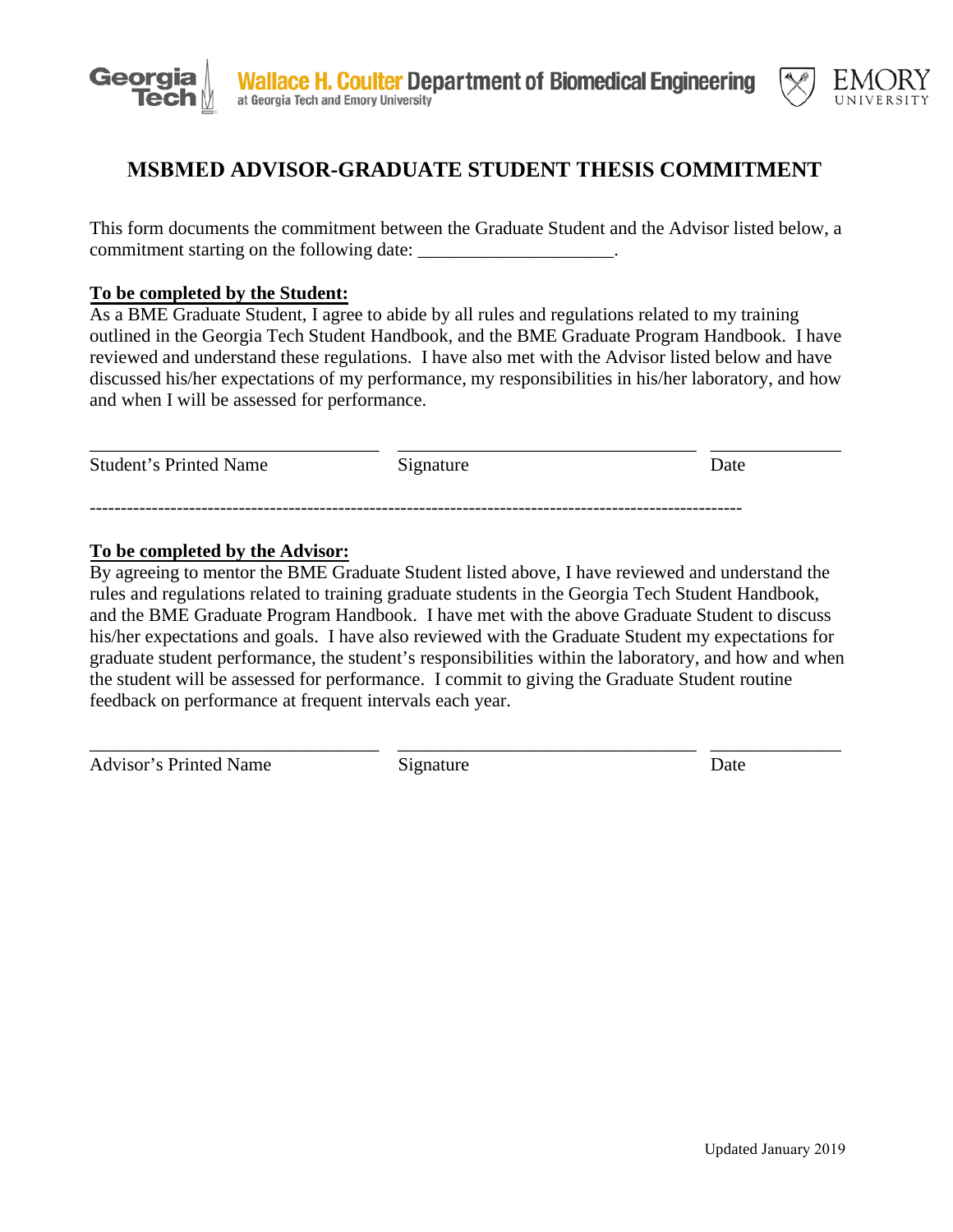Georgia Tech | **Wallace H. Coulter Department of Biomedical Engineering** at Georgia Tech and Emory University | EMORY UNIVERSITY

# MSBMED ADVISOR-GRADUATE STUDENT THESIS COMMITMENT

This form documents the commitment between the Graduate Student and the Advisor listed below, a commitment starting on the following date: ____________________.

**To be completed by the Student:**

As a BME Graduate Student, I agree to abide by all rules and regulations related to my training outlined in the Georgia Tech Student Handbook, and the BME Graduate Program Handbook. I have reviewed and understand these regulations. I have also met with the Advisor listed below and have discussed his/her expectations of my performance, my responsibilities in his/her laboratory, and how and when I will be assessed for performance.

| ____________________________ | ____________________________ | ____________ |
|---|---|---|
| Student's Printed Name | Signature | Date |

---------------------------------------------------------------------------------------------------

**To be completed by the Advisor:**

By agreeing to mentor the BME Graduate Student listed above, I have reviewed and understand the rules and regulations related to training graduate students in the Georgia Tech Student Handbook, and the BME Graduate Program Handbook. I have met with the above Graduate Student to discuss his/her expectations and goals. I have also reviewed with the Graduate Student my expectations for graduate student performance, the student's responsibilities within the laboratory, and how and when the student will be assessed for performance. I commit to giving the Graduate Student routine feedback on performance at frequent intervals each year.

| ____________________________ | ____________________________ | ____________ |
|---|---|---|
| Advisor's Printed Name | Signature | Date |

Updated January 2019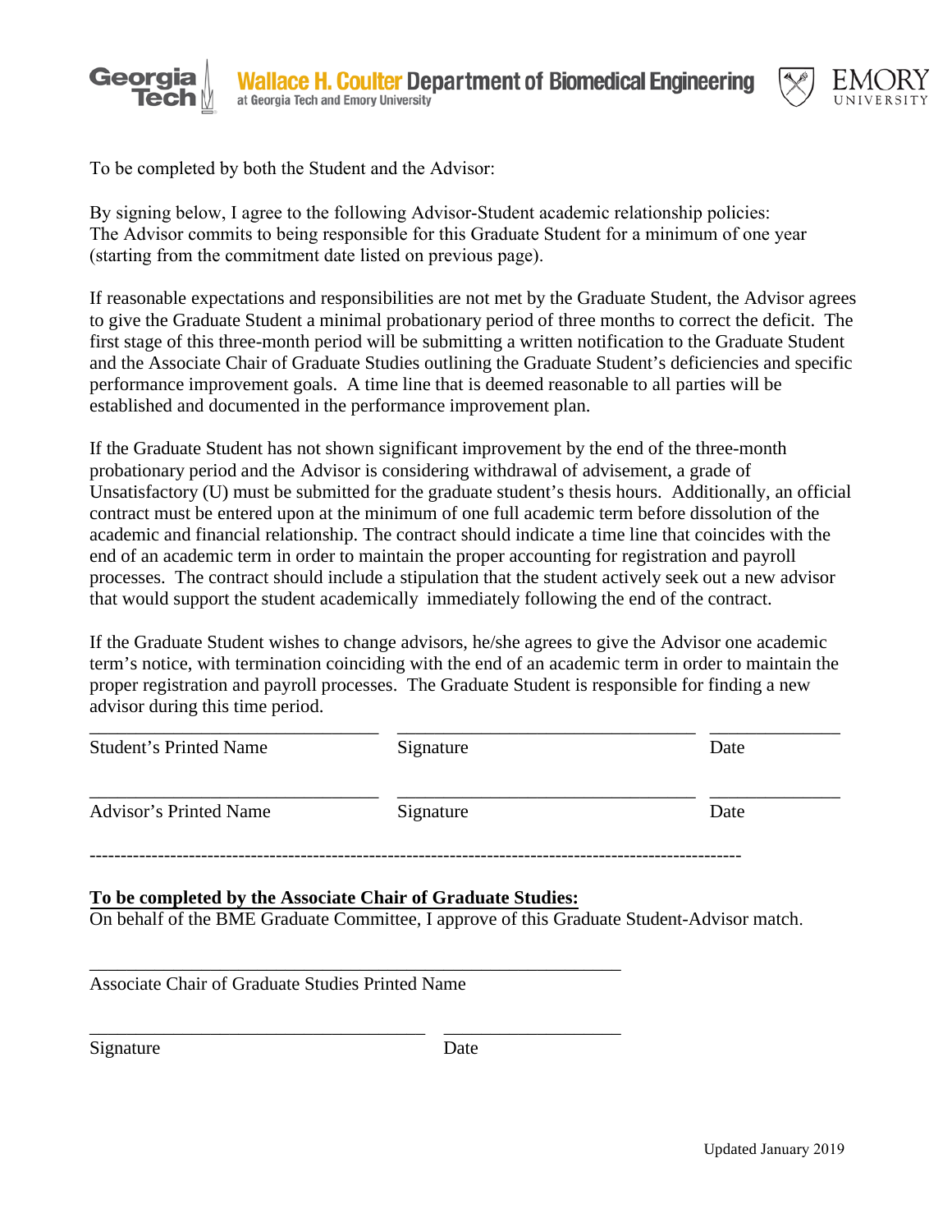To be completed by both the Student and the Advisor:

By signing below, I agree to the following Advisor-Student academic relationship policies:
The Advisor commits to being responsible for this Graduate Student for a minimum of one year (starting from the commitment date listed on previous page).

If reasonable expectations and responsibilities are not met by the Graduate Student, the Advisor agrees to give the Graduate Student a minimal probationary period of three months to correct the deficit. The first stage of this three-month period will be submitting a written notification to the Graduate Student and the Associate Chair of Graduate Studies outlining the Graduate Student's deficiencies and specific performance improvement goals. A time line that is deemed reasonable to all parties will be established and documented in the performance improvement plan.

If the Graduate Student has not shown significant improvement by the end of the three-month probationary period and the Advisor is considering withdrawal of advisement, a grade of Unsatisfactory (U) must be submitted for the graduate student's thesis hours. Additionally, an official contract must be entered upon at the minimum of one full academic term before dissolution of the academic and financial relationship. The contract should indicate a time line that coincides with the end of an academic term in order to maintain the proper accounting for registration and payroll processes. The contract should include a stipulation that the student actively seek out a new advisor that would support the student academically immediately following the end of the contract.

If the Graduate Student wishes to change advisors, he/she agrees to give the Advisor one academic term's notice, with termination coinciding with the end of an academic term in order to maintain the proper registration and payroll processes. The Graduate Student is responsible for finding a new advisor during this time period.

| | | |
|---|---|---|
| _______________________________ | _______________________________ | ____________ |
| Student's Printed Name | Signature | Date |
| _______________________________ | _______________________________ | ____________ |
| Advisor's Printed Name | Signature | Date |

---

**To be completed by the Associate Chair of Graduate Studies:**
On behalf of the BME Graduate Committee, I approve of this Graduate Student-Advisor match.

_______________________________________________________
Associate Chair of Graduate Studies Printed Name

___________________________________ __________________
Signature Date

Updated January 2019